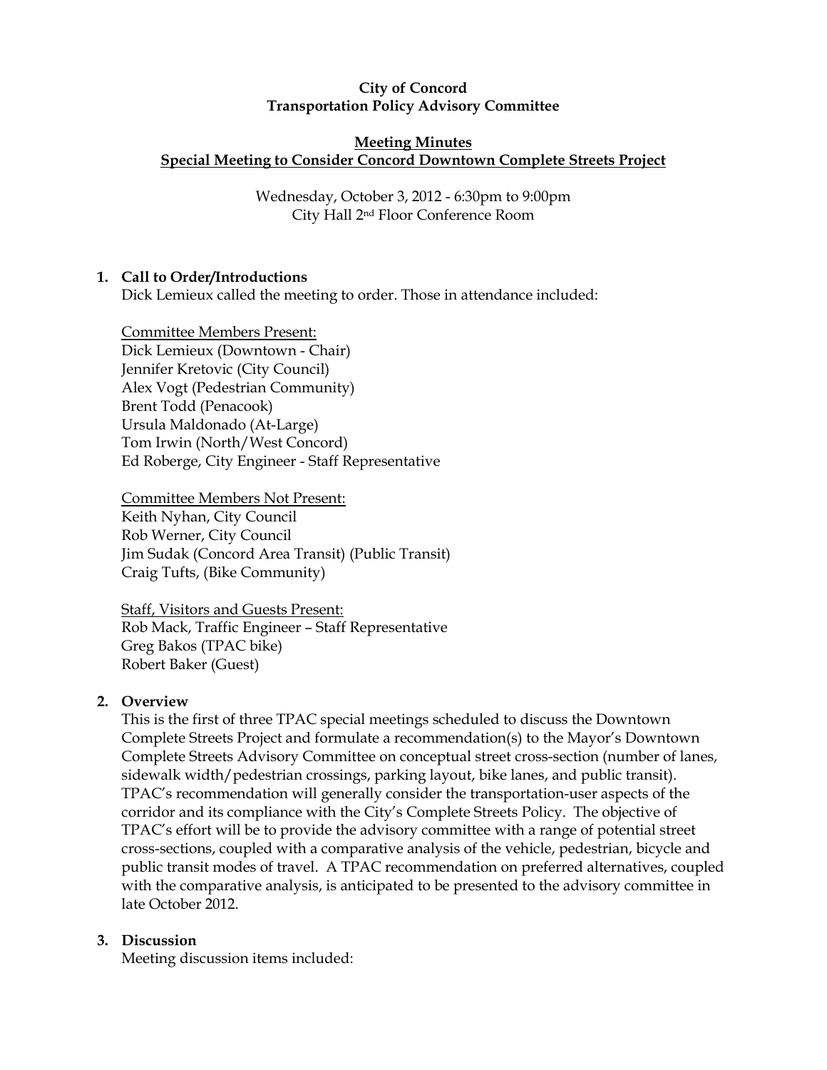**City of Concord**
**Transportation Policy Advisory Committee**

**Meeting Minutes**
**Special Meeting to Consider Concord Downtown Complete Streets Project**

Wednesday, October 3, 2012 - 6:30pm to 9:00pm
City Hall 2nd Floor Conference Room

**1. Call to Order/Introductions**

Dick Lemieux called the meeting to order. Those in attendance included:

Committee Members Present:
Dick Lemieux (Downtown - Chair)
Jennifer Kretovic (City Council)
Alex Vogt (Pedestrian Community)
Brent Todd (Penacook)
Ursula Maldonado (At-Large)
Tom Irwin (North/West Concord)
Ed Roberge, City Engineer - Staff Representative

Committee Members Not Present:
Keith Nyhan, City Council
Rob Werner, City Council
Jim Sudak (Concord Area Transit) (Public Transit)
Craig Tufts, (Bike Community)

Staff, Visitors and Guests Present:
Rob Mack, Traffic Engineer – Staff Representative
Greg Bakos (TPAC bike)
Robert Baker (Guest)

**2. Overview**

This is the first of three TPAC special meetings scheduled to discuss the Downtown Complete Streets Project and formulate a recommendation(s) to the Mayor's Downtown Complete Streets Advisory Committee on conceptual street cross-section (number of lanes, sidewalk width/pedestrian crossings, parking layout, bike lanes, and public transit). TPAC's recommendation will generally consider the transportation-user aspects of the corridor and its compliance with the City's Complete Streets Policy. The objective of TPAC's effort will be to provide the advisory committee with a range of potential street cross-sections, coupled with a comparative analysis of the vehicle, pedestrian, bicycle and public transit modes of travel. A TPAC recommendation on preferred alternatives, coupled with the comparative analysis, is anticipated to be presented to the advisory committee in late October 2012.

**3. Discussion**

Meeting discussion items included: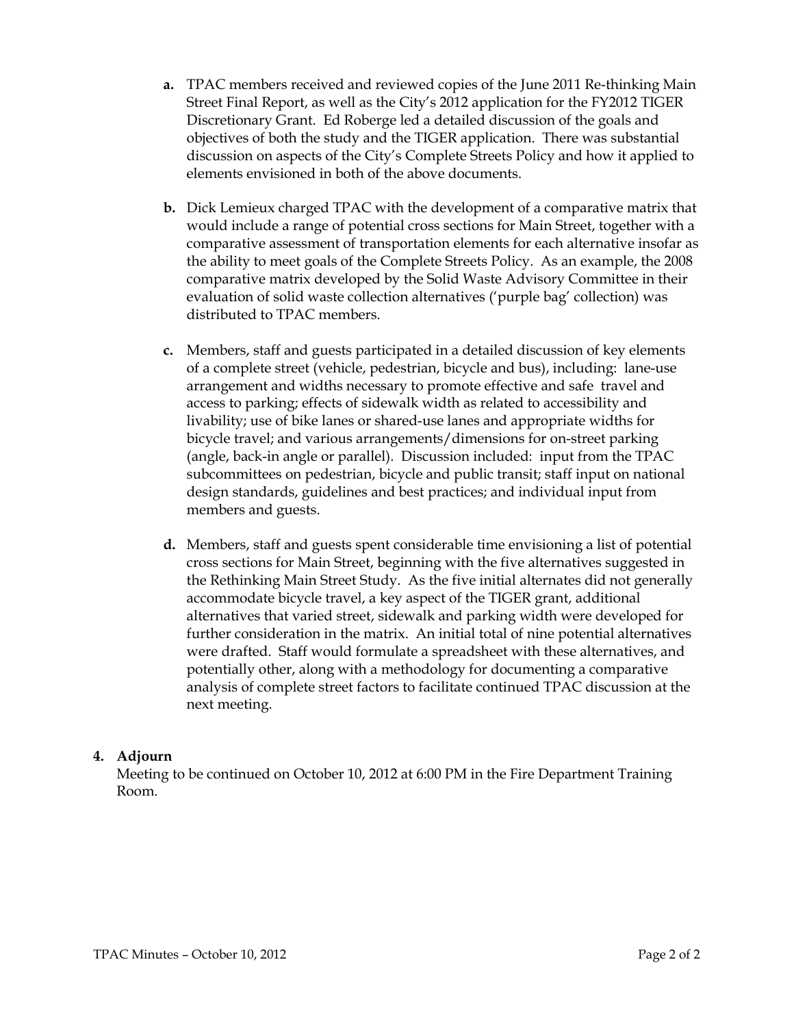a. TPAC members received and reviewed copies of the June 2011 Re-thinking Main Street Final Report, as well as the City's 2012 application for the FY2012 TIGER Discretionary Grant. Ed Roberge led a detailed discussion of the goals and objectives of both the study and the TIGER application. There was substantial discussion on aspects of the City's Complete Streets Policy and how it applied to elements envisioned in both of the above documents.

b. Dick Lemieux charged TPAC with the development of a comparative matrix that would include a range of potential cross sections for Main Street, together with a comparative assessment of transportation elements for each alternative insofar as the ability to meet goals of the Complete Streets Policy. As an example, the 2008 comparative matrix developed by the Solid Waste Advisory Committee in their evaluation of solid waste collection alternatives ('purple bag' collection) was distributed to TPAC members.

c. Members, staff and guests participated in a detailed discussion of key elements of a complete street (vehicle, pedestrian, bicycle and bus), including: lane-use arrangement and widths necessary to promote effective and safe travel and access to parking; effects of sidewalk width as related to accessibility and livability; use of bike lanes or shared-use lanes and appropriate widths for bicycle travel; and various arrangements/dimensions for on-street parking (angle, back-in angle or parallel). Discussion included: input from the TPAC subcommittees on pedestrian, bicycle and public transit; staff input on national design standards, guidelines and best practices; and individual input from members and guests.

d. Members, staff and guests spent considerable time envisioning a list of potential cross sections for Main Street, beginning with the five alternatives suggested in the Rethinking Main Street Study. As the five initial alternates did not generally accommodate bicycle travel, a key aspect of the TIGER grant, additional alternatives that varied street, sidewalk and parking width were developed for further consideration in the matrix. An initial total of nine potential alternatives were drafted. Staff would formulate a spreadsheet with these alternatives, and potentially other, along with a methodology for documenting a comparative analysis of complete street factors to facilitate continued TPAC discussion at the next meeting.

**4. Adjourn**

Meeting to be continued on October 10, 2012 at 6:00 PM in the Fire Department Training Room.